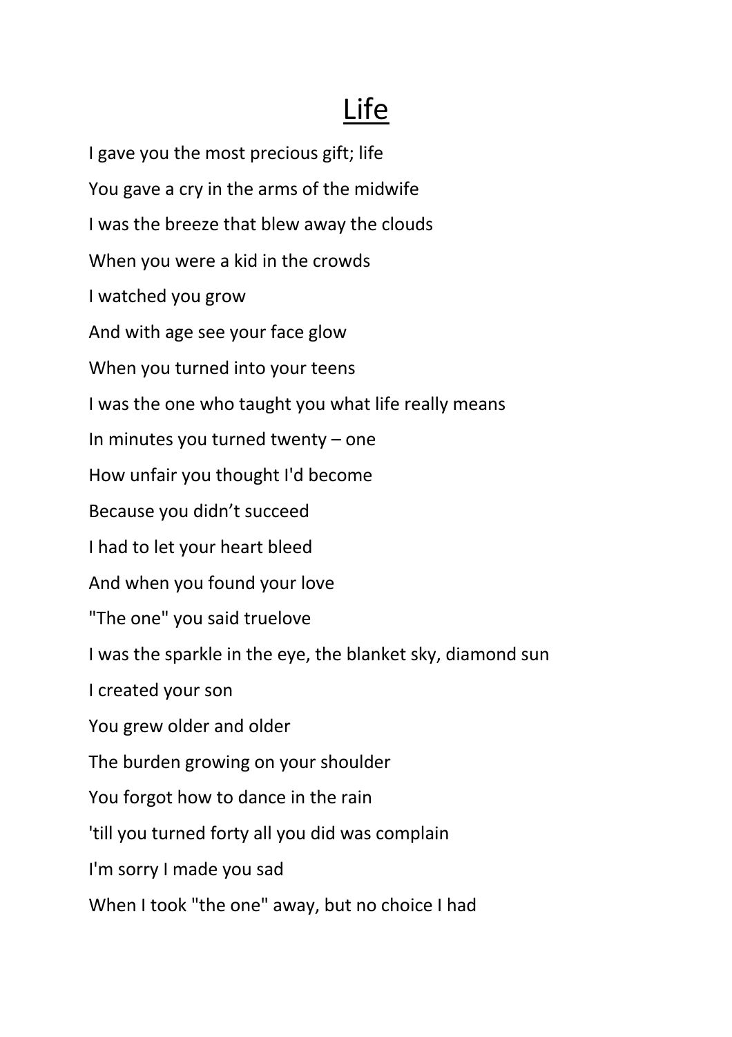# Life

I gave you the most precious gift; life

You gave a cry in the arms of the midwife

I was the breeze that blew away the clouds

When you were a kid in the crowds

I watched you grow

And with age see your face glow

When you turned into your teens

I was the one who taught you what life really means

In minutes you turned twenty – one

How unfair you thought I'd become

Because you didn’t succeed

I had to let your heart bleed

And when you found your love

"The one" you said truelove

I was the sparkle in the eye, the blanket sky, diamond sun

I created your son

You grew older and older

The burden growing on your shoulder

You forgot how to dance in the rain

'till you turned forty all you did was complain

I'm sorry I made you sad

When I took "the one" away, but no choice I had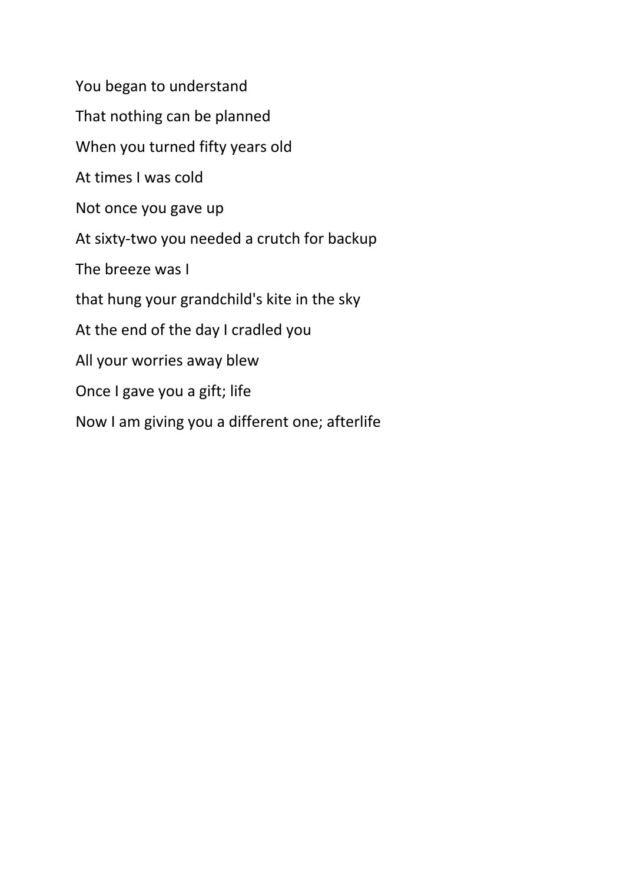You began to understand

That nothing can be planned

When you turned fifty years old

At times I was cold

Not once you gave up

At sixty-two you needed a crutch for backup

The breeze was I

that hung your grandchild's kite in the sky

At the end of the day I cradled you

All your worries away blew

Once I gave you a gift; life

Now I am giving you a different one; afterlife